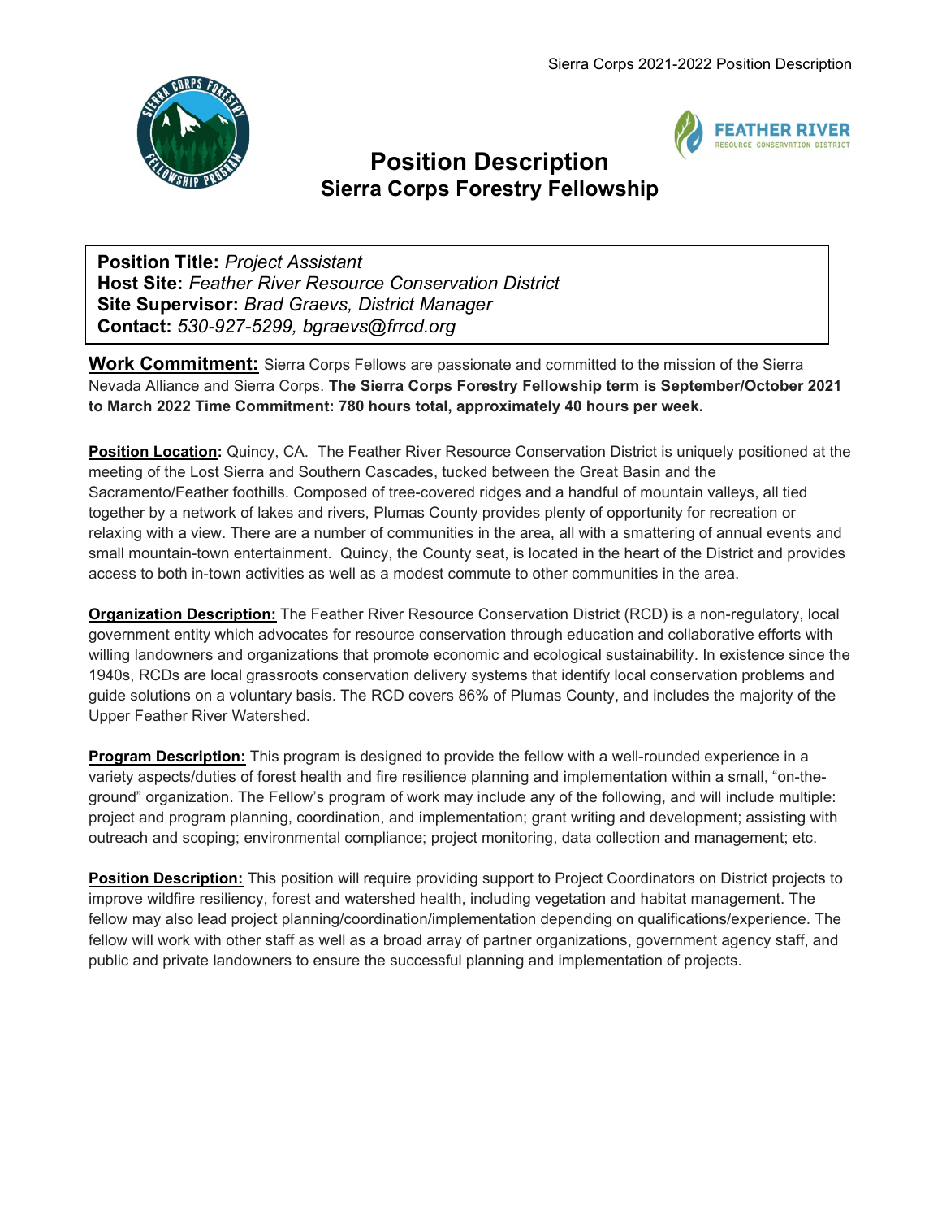# Position Description

## Sierra Corps Forestry Fellowship

**Position Title:** *Project Assistant*
**Host Site:** *Feather River Resource Conservation District*
**Site Supervisor:** *Brad Graevs, District Manager*
**Contact:** *530-927-5299, bgraevs@frrcd.org*

**Work Commitment:** Sierra Corps Fellows are passionate and committed to the mission of the Sierra Nevada Alliance and Sierra Corps. **The Sierra Corps Forestry Fellowship term is September/October 2021 to March 2022 Time Commitment: 780 hours total, approximately 40 hours per week.**

**Position Location:** Quincy, CA. The Feather River Resource Conservation District is uniquely positioned at the meeting of the Lost Sierra and Southern Cascades, tucked between the Great Basin and the Sacramento/Feather foothills. Composed of tree-covered ridges and a handful of mountain valleys, all tied together by a network of lakes and rivers, Plumas County provides plenty of opportunity for recreation or relaxing with a view. There are a number of communities in the area, all with a smattering of annual events and small mountain-town entertainment. Quincy, the County seat, is located in the heart of the District and provides access to both in-town activities as well as a modest commute to other communities in the area.

**Organization Description:** The Feather River Resource Conservation District (RCD) is a non-regulatory, local government entity which advocates for resource conservation through education and collaborative efforts with willing landowners and organizations that promote economic and ecological sustainability. In existence since the 1940s, RCDs are local grassroots conservation delivery systems that identify local conservation problems and guide solutions on a voluntary basis. The RCD covers 86% of Plumas County, and includes the majority of the Upper Feather River Watershed.

**Program Description:** This program is designed to provide the fellow with a well-rounded experience in a variety aspects/duties of forest health and fire resilience planning and implementation within a small, "on-the-ground" organization. The Fellow's program of work may include any of the following, and will include multiple: project and program planning, coordination, and implementation; grant writing and development; assisting with outreach and scoping; environmental compliance; project monitoring, data collection and management; etc.

**Position Description:** This position will require providing support to Project Coordinators on District projects to improve wildfire resiliency, forest and watershed health, including vegetation and habitat management. The fellow may also lead project planning/coordination/implementation depending on qualifications/experience. The fellow will work with other staff as well as a broad array of partner organizations, government agency staff, and public and private landowners to ensure the successful planning and implementation of projects.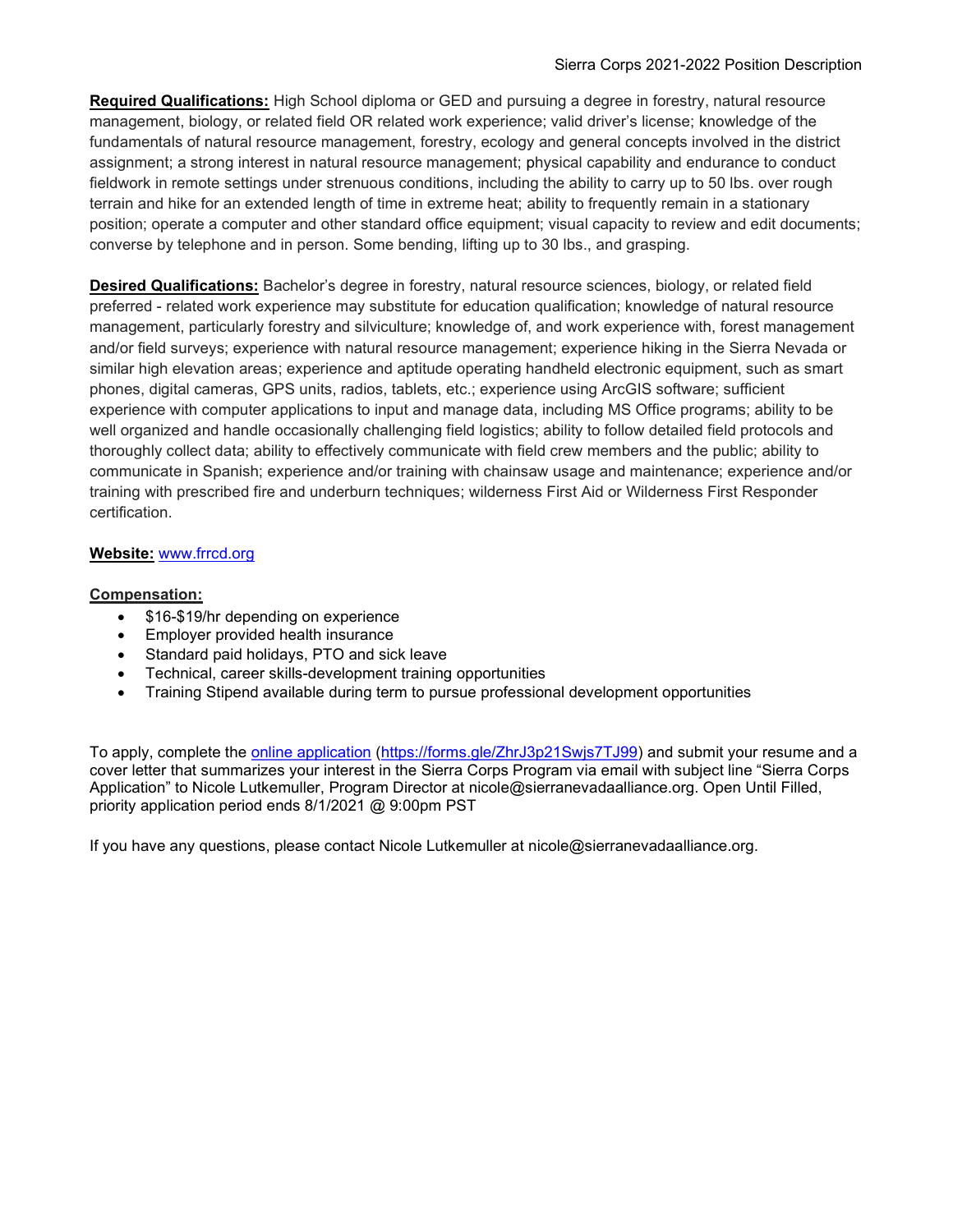**Required Qualifications:** High School diploma or GED and pursuing a degree in forestry, natural resource management, biology, or related field OR related work experience; valid driver's license; knowledge of the fundamentals of natural resource management, forestry, ecology and general concepts involved in the district assignment; a strong interest in natural resource management; physical capability and endurance to conduct fieldwork in remote settings under strenuous conditions, including the ability to carry up to 50 lbs. over rough terrain and hike for an extended length of time in extreme heat; ability to frequently remain in a stationary position; operate a computer and other standard office equipment; visual capacity to review and edit documents; converse by telephone and in person. Some bending, lifting up to 30 lbs., and grasping.

**Desired Qualifications:** Bachelor's degree in forestry, natural resource sciences, biology, or related field preferred - related work experience may substitute for education qualification; knowledge of natural resource management, particularly forestry and silviculture; knowledge of, and work experience with, forest management and/or field surveys; experience with natural resource management; experience hiking in the Sierra Nevada or similar high elevation areas; experience and aptitude operating handheld electronic equipment, such as smart phones, digital cameras, GPS units, radios, tablets, etc.; experience using ArcGIS software; sufficient experience with computer applications to input and manage data, including MS Office programs; ability to be well organized and handle occasionally challenging field logistics; ability to follow detailed field protocols and thoroughly collect data; ability to effectively communicate with field crew members and the public; ability to communicate in Spanish; experience and/or training with chainsaw usage and maintenance; experience and/or training with prescribed fire and underburn techniques; wilderness First Aid or Wilderness First Responder certification.

**Website:** [www.frrcd.org](www.frrcd.org)

**Compensation:**

- $16-$19/hr depending on experience
- Employer provided health insurance
- Standard paid holidays, PTO and sick leave
- Technical, career skills-development training opportunities
- Training Stipend available during term to pursue professional development opportunities

To apply, complete the [online application](https://forms.gle/ZhrJ3p21Swjs7TJ99) (https://forms.gle/ZhrJ3p21Swjs7TJ99) and submit your resume and a cover letter that summarizes your interest in the Sierra Corps Program via email with subject line "Sierra Corps Application" to Nicole Lutkemuller, Program Director at nicole@sierranevadaalliance.org. Open Until Filled, priority application period ends 8/1/2021 @ 9:00pm PST

If you have any questions, please contact Nicole Lutkemuller at nicole@sierranevadaalliance.org.